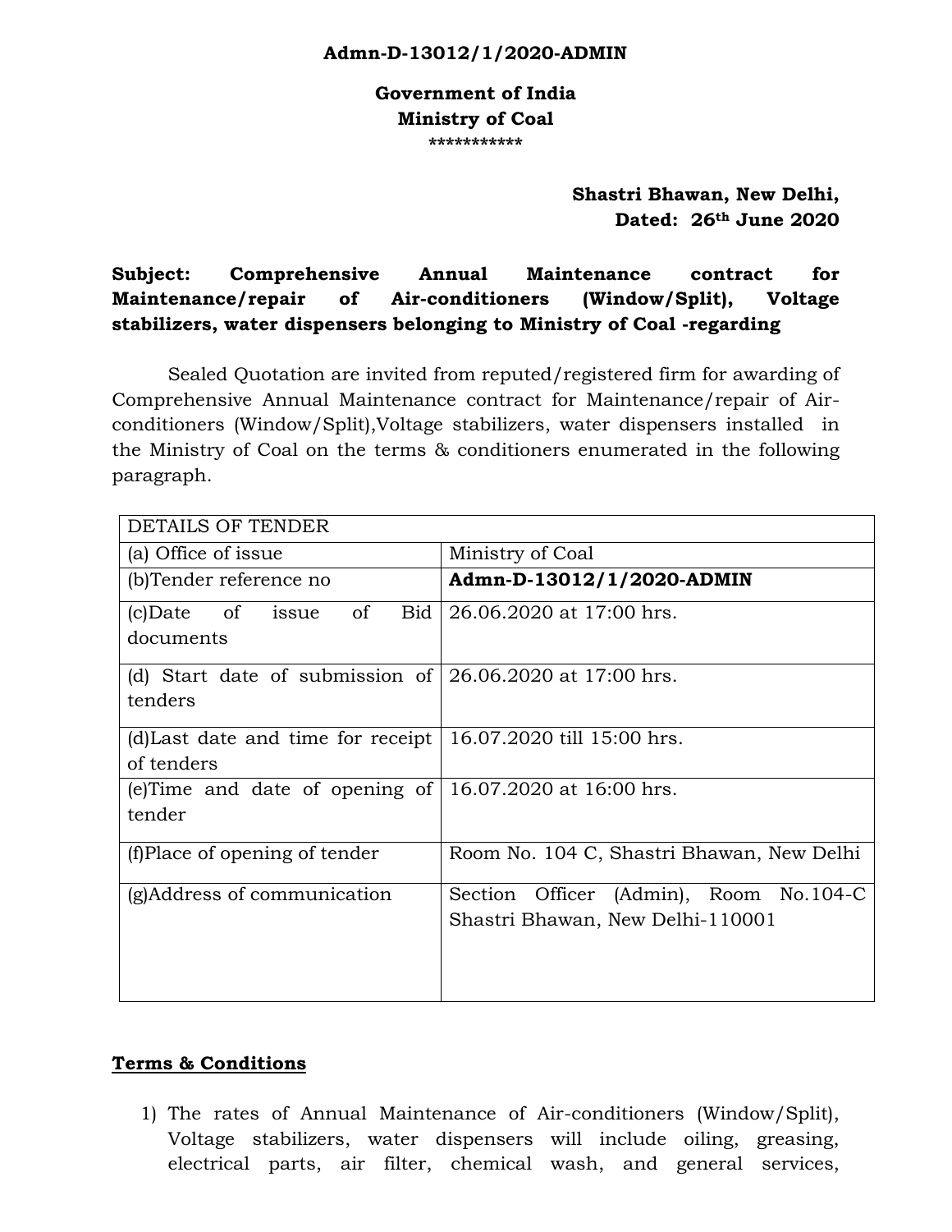**Admn-D-13012/1/2020-ADMIN**

**Government of India**
**Ministry of Coal**
\*\*\*\*\*\*\*\*\*\*\*

**Shastri Bhawan, New Delhi,**
**Dated: 26th June 2020**

**Subject: Comprehensive Annual Maintenance contract for Maintenance/repair of Air-conditioners (Window/Split), Voltage stabilizers, water dispensers belonging to Ministry of Coal -regarding**

Sealed Quotation are invited from reputed/registered firm for awarding of Comprehensive Annual Maintenance contract for Maintenance/repair of Air-conditioners (Window/Split),Voltage stabilizers, water dispensers installed in the Ministry of Coal on the terms & conditioners enumerated in the following paragraph.

| DETAILS OF TENDER | |
|---|---|
| (a) Office of issue | Ministry of Coal |
| (b)Tender reference no | **Admn-D-13012/1/2020-ADMIN** |
| (c)Date of issue of Bid documents | 26.06.2020 at 17:00 hrs. |
| (d) Start date of submission of tenders | 26.06.2020 at 17:00 hrs. |
| (d)Last date and time for receipt of tenders | 16.07.2020 till 15:00 hrs. |
| (e)Time and date of opening of tender | 16.07.2020 at 16:00 hrs. |
| (f)Place of opening of tender | Room No. 104 C, Shastri Bhawan, New Delhi |
| (g)Address of communication | Section Officer (Admin), Room No.104-C Shastri Bhawan, New Delhi-110001 |

**Terms & Conditions**

1) The rates of Annual Maintenance of Air-conditioners (Window/Split), Voltage stabilizers, water dispensers will include oiling, greasing, electrical parts, air filter, chemical wash, and general services,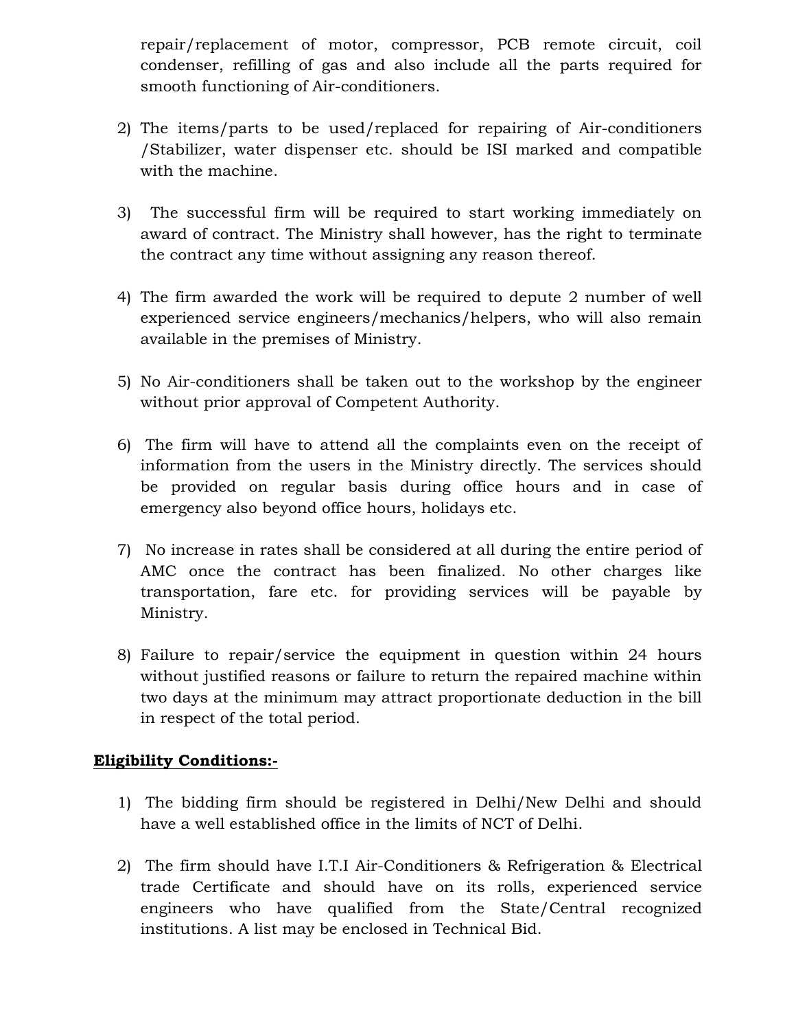repair/replacement of motor, compressor, PCB remote circuit, coil condenser, refilling of gas and also include all the parts required for smooth functioning of Air-conditioners.

2) The items/parts to be used/replaced for repairing of Air-conditioners /Stabilizer, water dispenser etc. should be ISI marked and compatible with the machine.

3) The successful firm will be required to start working immediately on award of contract. The Ministry shall however, has the right to terminate the contract any time without assigning any reason thereof.

4) The firm awarded the work will be required to depute 2 number of well experienced service engineers/mechanics/helpers, who will also remain available in the premises of Ministry.

5) No Air-conditioners shall be taken out to the workshop by the engineer without prior approval of Competent Authority.

6) The firm will have to attend all the complaints even on the receipt of information from the users in the Ministry directly. The services should be provided on regular basis during office hours and in case of emergency also beyond office hours, holidays etc.

7) No increase in rates shall be considered at all during the entire period of AMC once the contract has been finalized. No other charges like transportation, fare etc. for providing services will be payable by Ministry.

8) Failure to repair/service the equipment in question within 24 hours without justified reasons or failure to return the repaired machine within two days at the minimum may attract proportionate deduction in the bill in respect of the total period.

**Eligibility Conditions:-**

1) The bidding firm should be registered in Delhi/New Delhi and should have a well established office in the limits of NCT of Delhi.

2) The firm should have I.T.I Air-Conditioners & Refrigeration & Electrical trade Certificate and should have on its rolls, experienced service engineers who have qualified from the State/Central recognized institutions. A list may be enclosed in Technical Bid.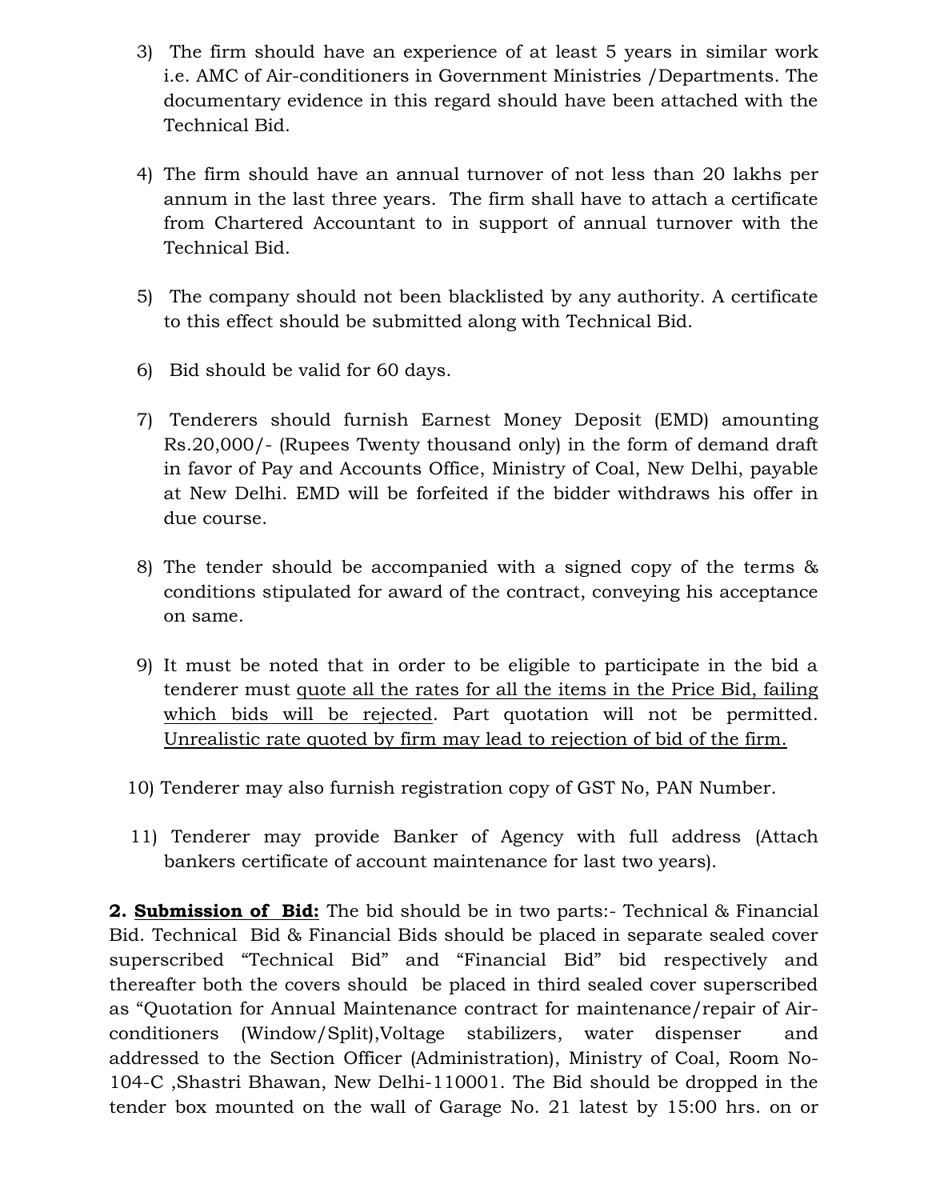3) The firm should have an experience of at least 5 years in similar work i.e. AMC of Air-conditioners in Government Ministries /Departments. The documentary evidence in this regard should have been attached with the Technical Bid.

4) The firm should have an annual turnover of not less than 20 lakhs per annum in the last three years. The firm shall have to attach a certificate from Chartered Accountant to in support of annual turnover with the Technical Bid.

5) The company should not been blacklisted by any authority. A certificate to this effect should be submitted along with Technical Bid.

6) Bid should be valid for 60 days.

7) Tenderers should furnish Earnest Money Deposit (EMD) amounting Rs.20,000/- (Rupees Twenty thousand only) in the form of demand draft in favor of Pay and Accounts Office, Ministry of Coal, New Delhi, payable at New Delhi. EMD will be forfeited if the bidder withdraws his offer in due course.

8) The tender should be accompanied with a signed copy of the terms & conditions stipulated for award of the contract, conveying his acceptance on same.

9) It must be noted that in order to be eligible to participate in the bid a tenderer must <u>quote all the rates for all the items in the Price Bid, failing which bids will be rejected</u>. Part quotation will not be permitted. <u>Unrealistic rate quoted by firm may lead to rejection of bid of the firm.</u>

10) Tenderer may also furnish registration copy of GST No, PAN Number.

11) Tenderer may provide Banker of Agency with full address (Attach bankers certificate of account maintenance for last two years).

**2. <u>Submission of Bid:</u>** The bid should be in two parts:- Technical & Financial Bid. Technical Bid & Financial Bids should be placed in separate sealed cover superscribed "Technical Bid" and "Financial Bid" bid respectively and thereafter both the covers should be placed in third sealed cover superscribed as "Quotation for Annual Maintenance contract for maintenance/repair of Air-conditioners (Window/Split),Voltage stabilizers, water dispenser and addressed to the Section Officer (Administration), Ministry of Coal, Room No-104-C ,Shastri Bhawan, New Delhi-110001. The Bid should be dropped in the tender box mounted on the wall of Garage No. 21 latest by 15:00 hrs. on or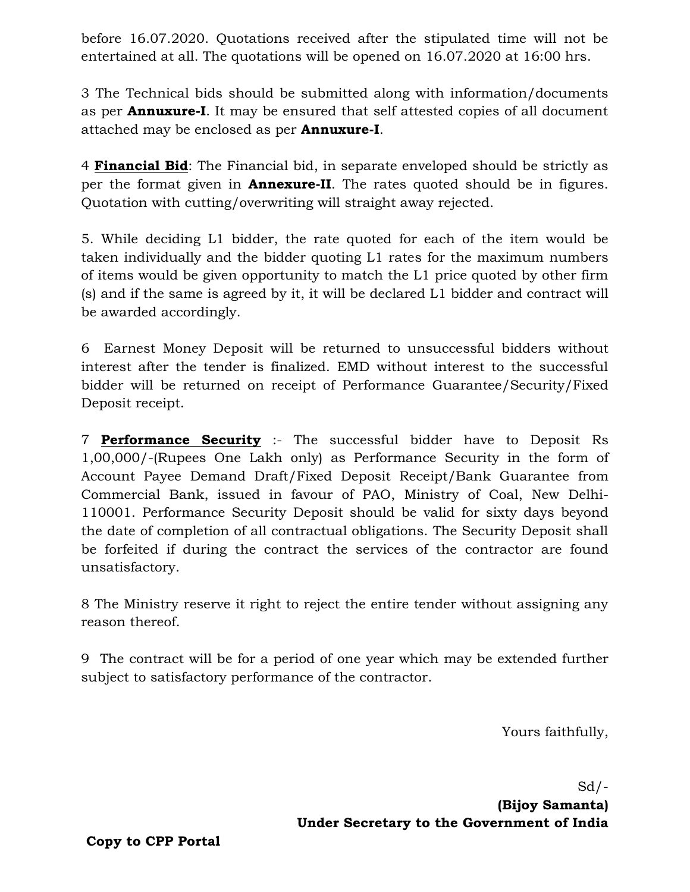before 16.07.2020. Quotations received after the stipulated time will not be entertained at all. The quotations will be opened on 16.07.2020 at 16:00 hrs.

3 The Technical bids should be submitted along with information/documents as per **Annuxure-I**. It may be ensured that self attested copies of all document attached may be enclosed as per **Annuxure-I**.

4 **Financial Bid**: The Financial bid, in separate enveloped should be strictly as per the format given in **Annexure-II**. The rates quoted should be in figures. Quotation with cutting/overwriting will straight away rejected.

5. While deciding L1 bidder, the rate quoted for each of the item would be taken individually and the bidder quoting L1 rates for the maximum numbers of items would be given opportunity to match the L1 price quoted by other firm (s) and if the same is agreed by it, it will be declared L1 bidder and contract will be awarded accordingly.

6 Earnest Money Deposit will be returned to unsuccessful bidders without interest after the tender is finalized. EMD without interest to the successful bidder will be returned on receipt of Performance Guarantee/Security/Fixed Deposit receipt.

7 **Performance Security** :- The successful bidder have to Deposit Rs 1,00,000/-(Rupees One Lakh only) as Performance Security in the form of Account Payee Demand Draft/Fixed Deposit Receipt/Bank Guarantee from Commercial Bank, issued in favour of PAO, Ministry of Coal, New Delhi-110001. Performance Security Deposit should be valid for sixty days beyond the date of completion of all contractual obligations. The Security Deposit shall be forfeited if during the contract the services of the contractor are found unsatisfactory.

8 The Ministry reserve it right to reject the entire tender without assigning any reason thereof.

9 The contract will be for a period of one year which may be extended further subject to satisfactory performance of the contractor.

Yours faithfully,

Sd/-

**(Bijoy Samanta)**

**Under Secretary to the Government of India**

**Copy to CPP Portal**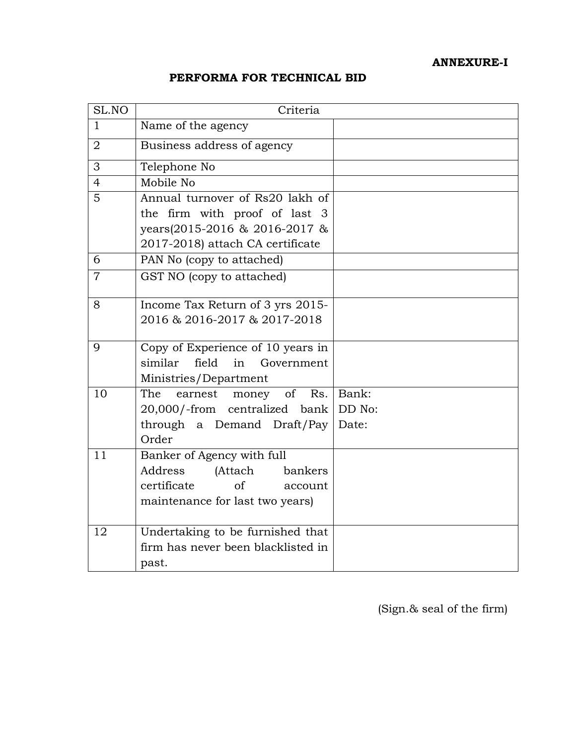**ANNEXURE-I**

**PERFORMA FOR TECHNICAL BID**

| SL.NO | Criteria | |
|---|---|---|
| 1 | Name of the agency | |
| 2 | Business address of agency | |
| 3 | Telephone No | |
| 4 | Mobile No | |
| 5 | Annual turnover of Rs20 lakh of the firm with proof of last 3 years(2015-2016 & 2016-2017 & 2017-2018) attach CA certificate | |
| 6 | PAN No (copy to attached) | |
| 7 | GST NO (copy to attached) | |
| 8 | Income Tax Return of 3 yrs 2015-2016 & 2016-2017 & 2017-2018 | |
| 9 | Copy of Experience of 10 years in similar field in Government Ministries/Department | |
| 10 | The earnest money of Rs. 20,000/-from centralized bank through a Demand Draft/Pay Order | Bank:<br>DD No:<br>Date: |
| 11 | Banker of Agency with full Address (Attach bankers certificate of account maintenance for last two years) | |
| 12 | Undertaking to be furnished that firm has never been blacklisted in past. | |

(Sign.& seal of the firm)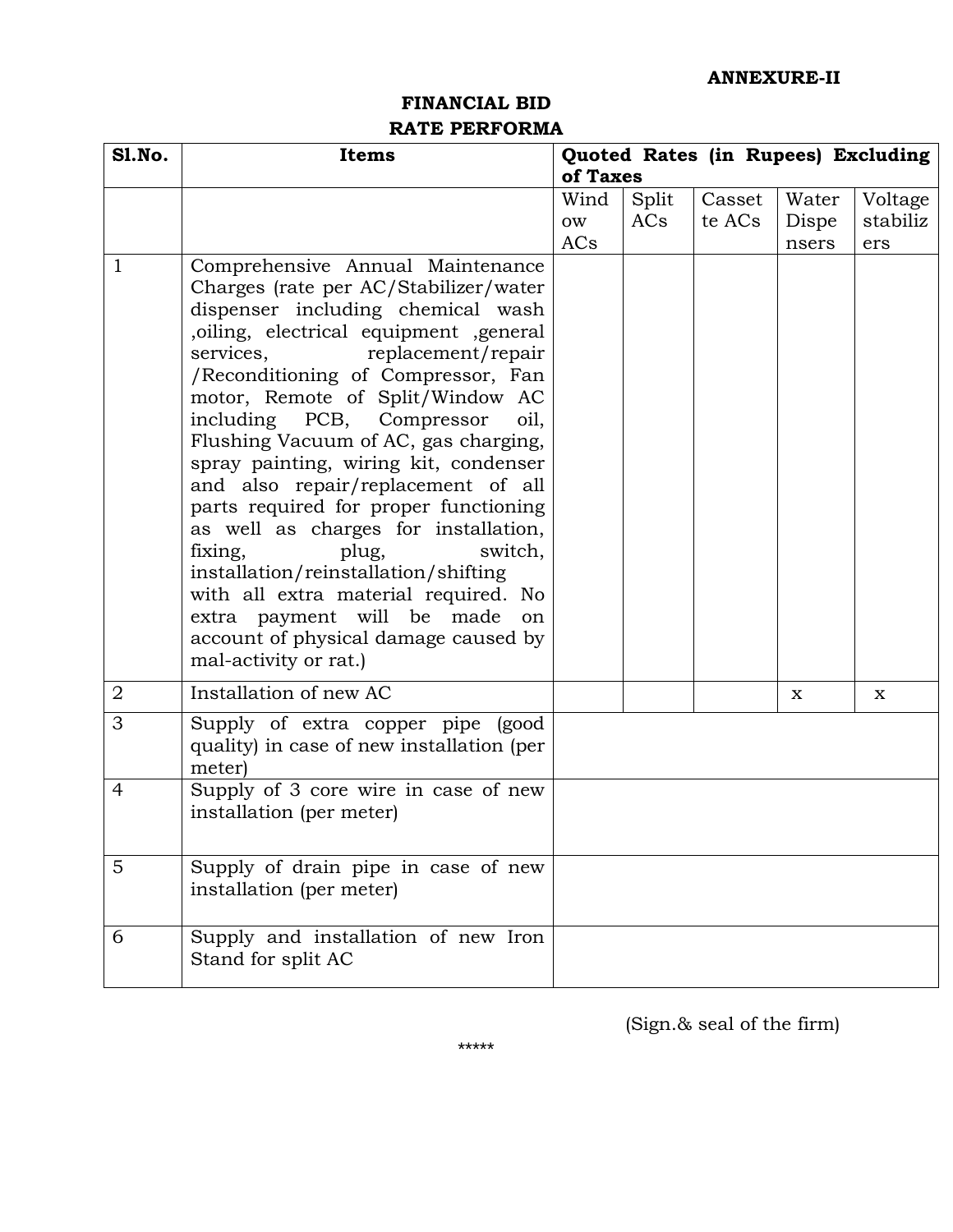**ANNEXURE-II**

# FINANCIAL BID
## RATE PERFORMA

| Sl.No. | Items | Quoted Rates (in Rupees) Excluding of Taxes | | | | |
|---|---|---|---|---|---|---|
| | | Window ACs | Split ACs | Cassette ACs | Water Dispensers | Voltage stabilizers |
| 1 | Comprehensive Annual Maintenance Charges (rate per AC/Stabilizer/water dispenser including chemical wash ,oiling, electrical equipment ,general services, replacement/repair /Reconditioning of Compressor, Fan motor, Remote of Split/Window AC including PCB, Compressor oil, Flushing Vacuum of AC, gas charging, spray painting, wiring kit, condenser and also repair/replacement of all parts required for proper functioning as well as charges for installation, fixing, plug, switch, installation/reinstallation/shifting with all extra material required. No extra payment will be made on account of physical damage caused by mal-activity or rat.) | | | | | |
| 2 | Installation of new AC | | | | x | x |
| 3 | Supply of extra copper pipe (good quality) in case of new installation (per meter) | | | | | |
| 4 | Supply of 3 core wire in case of new installation (per meter) | | | | | |
| 5 | Supply of drain pipe in case of new installation (per meter) | | | | | |
| 6 | Supply and installation of new Iron Stand for split AC | | | | | |

(Sign.& seal of the firm)

*****